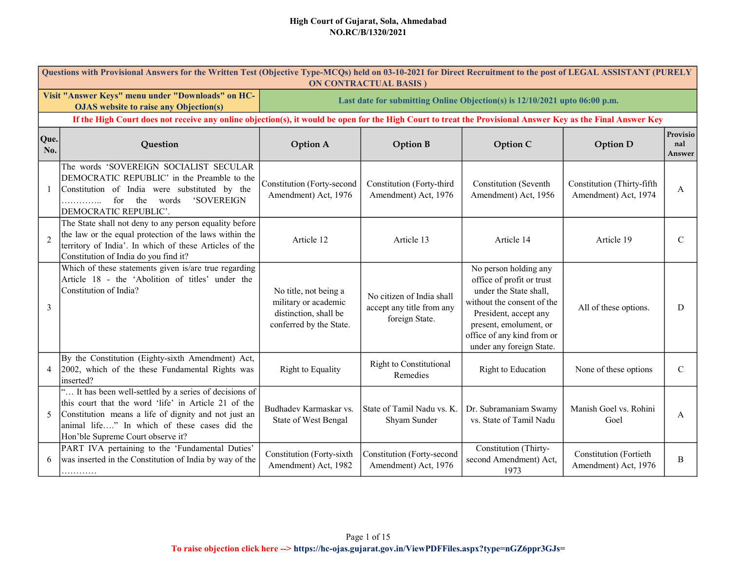**High Court of Gujarat, Sola, Ahmedabad**
**NO.RC/B/1320/2021**

**Questions with Provisional Answers for the Written Test (Objective Type-MCQs) held on 03-10-2021 for Direct Recruitment to the post of LEGAL ASSISTANT (PURELY ON CONTRACTUAL BASIS )**

**Visit "Answer Keys" menu under "Downloads" on HC-OJAS website to raise any Objection(s)**

**Last date for submitting Online Objection(s) is 12/10/2021 upto 06:00 p.m.**

**If the High Court does not receive any online objection(s), it would be open for the High Court to treat the Provisional Answer Key as the Final Answer Key**

| Que. No. | Question | Option A | Option B | Option C | Option D | Provisional Answer |
|---|---|---|---|---|---|---|
| 1 | The words 'SOVEREIGN SOCIALIST SECULAR DEMOCRATIC REPUBLIC' in the Preamble to the Constitution of India were substituted by the ………….. for the words 'SOVEREIGN DEMOCRATIC REPUBLIC'. | Constitution (Forty-second Amendment) Act, 1976 | Constitution (Forty-third Amendment) Act, 1976 | Constitution (Seventh Amendment) Act, 1956 | Constitution (Thirty-fifth Amendment) Act, 1974 | A |
| 2 | The State shall not deny to any person equality before the law or the equal protection of the laws within the territory of India'. In which of these Articles of the Constitution of India do you find it? | Article 12 | Article 13 | Article 14 | Article 19 | C |
| 3 | Which of these statements given is/are true regarding Article 18 - the 'Abolition of titles' under the Constitution of India? | No title, not being a military or academic distinction, shall be conferred by the State. | No citizen of India shall accept any title from any foreign State. | No person holding any office of profit or trust under the State shall, without the consent of the President, accept any present, emolument, or office of any kind from or under any foreign State. | All of these options. | D |
| 4 | By the Constitution (Eighty-sixth Amendment) Act, 2002, which of the these Fundamental Rights was inserted? | Right to Equality | Right to Constitutional Remedies | Right to Education | None of these options | C |
| 5 | "… It has been well-settled by a series of decisions of this court that the word 'life' in Article 21 of the Constitution means a life of dignity and not just an animal life…." In which of these cases did the Hon'ble Supreme Court observe it? | Budhadev Karmaskar vs. State of West Bengal | State of Tamil Nadu vs. K. Shyam Sunder | Dr. Subramaniam Swamy vs. State of Tamil Nadu | Manish Goel vs. Rohini Goel | A |
| 6 | PART IVA pertaining to the 'Fundamental Duties' was inserted in the Constitution of India by way of the ………… | Constitution (Forty-sixth Amendment) Act, 1982 | Constitution (Forty-second Amendment) Act, 1976 | Constitution (Thirty-second Amendment) Act, 1973 | Constitution (Fortieth Amendment) Act, 1976 | B |

To raise objection click here --> https://hc-ojas.gujarat.gov.in/ViewPDFFiles.aspx?type=nGZ6ppr3GJs=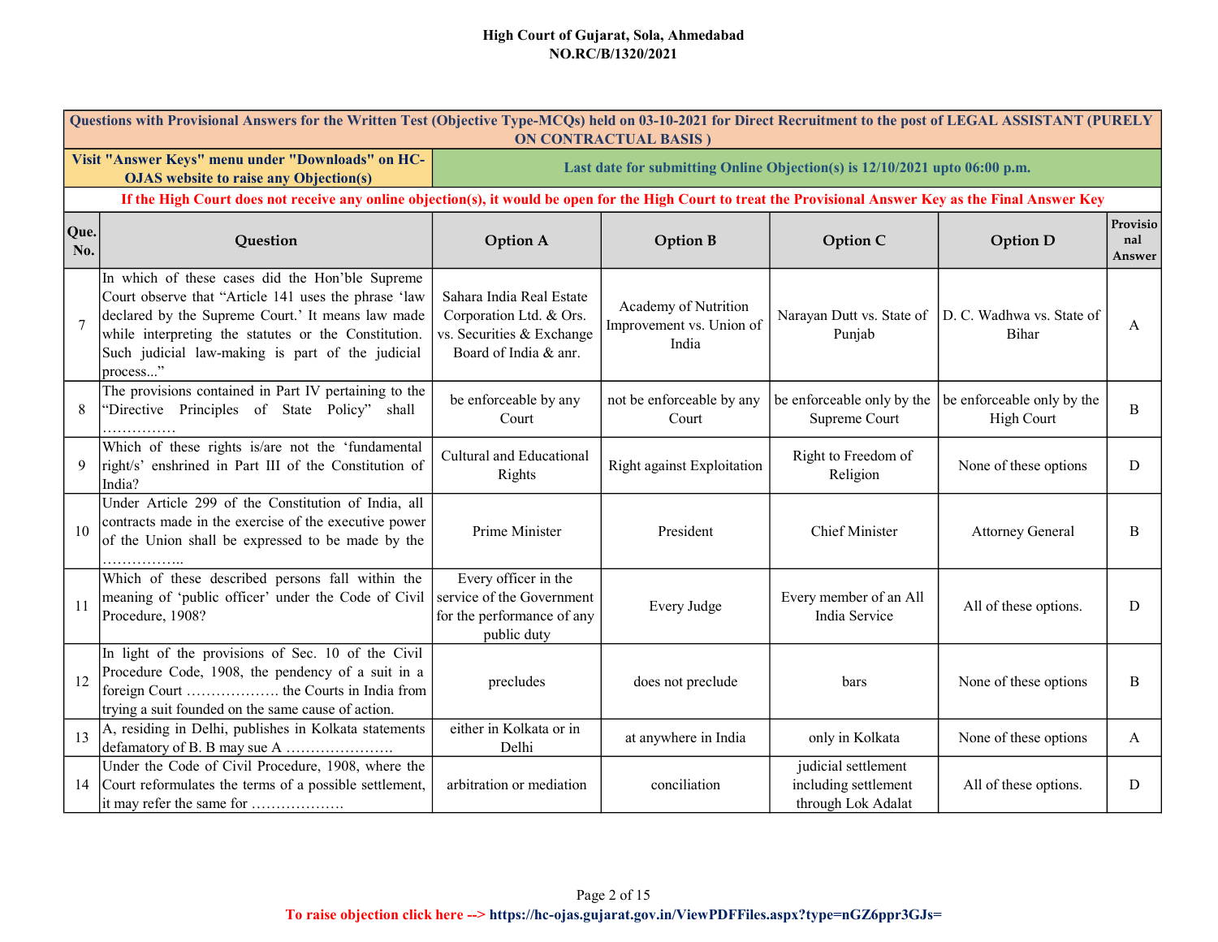**High Court of Gujarat, Sola, Ahmedabad**
**NO.RC/B/1320/2021**

| Questions with Provisional Answers for the Written Test (Objective Type-MCQs) held on 03-10-2021 for Direct Recruitment to the post of LEGAL ASSISTANT (PURELY ON CONTRACTUAL BASIS ) | | | | | | |
|---|---|---|---|---|---|---|
| Visit "Answer Keys" menu under "Downloads" on HC-OJAS website to raise any Objection(s) | | Last date for submitting Online Objection(s) is 12/10/2021 upto 06:00 p.m. | | | | |
| If the High Court does not receive any online objection(s), it would be open for the High Court to treat the Provisional Answer Key as the Final Answer Key | | | | | | |
| **Que. No.** | **Question** | **Option A** | **Option B** | **Option C** | **Option D** | **Provisional Answer** |
| 7 | In which of these cases did the Hon'ble Supreme Court observe that "Article 141 uses the phrase 'law declared by the Supreme Court.' It means law made while interpreting the statutes or the Constitution. Such judicial law-making is part of the judicial process..." | Sahara India Real Estate Corporation Ltd. & Ors. vs. Securities & Exchange Board of India & anr. | Academy of Nutrition Improvement vs. Union of India | Narayan Dutt vs. State of Punjab | D. C. Wadhwa vs. State of Bihar | A |
| 8 | The provisions contained in Part IV pertaining to the "Directive Principles of State Policy" shall …………… | be enforceable by any Court | not be enforceable by any Court | be enforceable only by the Supreme Court | be enforceable only by the High Court | B |
| 9 | Which of these rights is/are not the 'fundamental right/s' enshrined in Part III of the Constitution of India? | Cultural and Educational Rights | Right against Exploitation | Right to Freedom of Religion | None of these options | D |
| 10 | Under Article 299 of the Constitution of India, all contracts made in the exercise of the executive power of the Union shall be expressed to be made by the …………….. | Prime Minister | President | Chief Minister | Attorney General | B |
| 11 | Which of these described persons fall within the meaning of 'public officer' under the Code of Civil Procedure, 1908? | Every officer in the service of the Government for the performance of any public duty | Every Judge | Every member of an All India Service | All of these options. | D |
| 12 | In light of the provisions of Sec. 10 of the Civil Procedure Code, 1908, the pendency of a suit in a foreign Court ………………. the Courts in India from trying a suit founded on the same cause of action. | precludes | does not preclude | bars | None of these options | B |
| 13 | A, residing in Delhi, publishes in Kolkata statements defamatory of B. B may sue A …………………. | either in Kolkata or in Delhi | at anywhere in India | only in Kolkata | None of these options | A |
| 14 | Under the Code of Civil Procedure, 1908, where the Court reformulates the terms of a possible settlement, it may refer the same for ………………. | arbitration or mediation | conciliation | judicial settlement including settlement through Lok Adalat | All of these options. | D |

To raise objection click here --> https://hc-ojas.gujarat.gov.in/ViewPDFFiles.aspx?type=nGZ6ppr3GJs=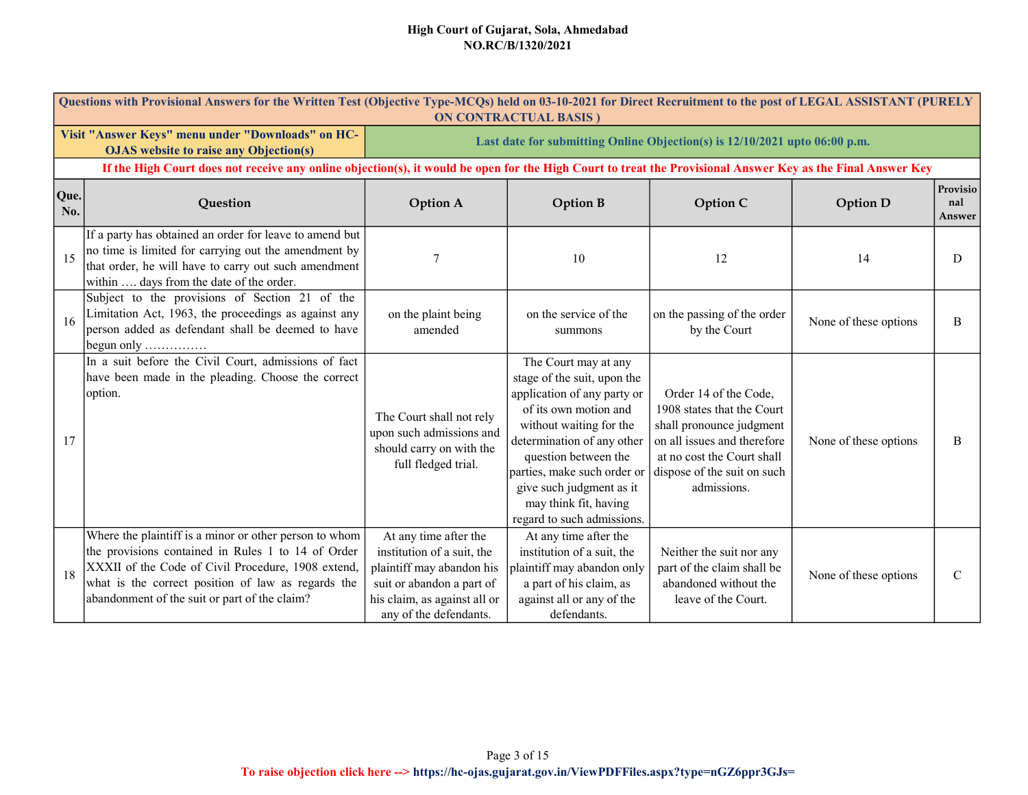**High Court of Gujarat, Sola, Ahmedabad**
**NO.RC/B/1320/2021**

| Questions with Provisional Answers for the Written Test (Objective Type-MCQs) held on 03-10-2021 for Direct Recruitment to the post of LEGAL ASSISTANT (PURELY ON CONTRACTUAL BASIS ) | | | | | | |
|---|---|---|---|---|---|---|
| Visit "Answer Keys" menu under "Downloads" on HC-OJAS website to raise any Objection(s) | | Last date for submitting Online Objection(s) is 12/10/2021 upto 06:00 p.m. | | | | |
| If the High Court does not receive any online objection(s), it would be open for the High Court to treat the Provisional Answer Key as the Final Answer Key | | | | | | |
| **Que. No.** | **Question** | **Option A** | **Option B** | **Option C** | **Option D** | **Provisional Answer** |
| 15 | If a party has obtained an order for leave to amend but no time is limited for carrying out the amendment by that order, he will have to carry out such amendment within …. days from the date of the order. | 7 | 10 | 12 | 14 | D |
| 16 | Subject to the provisions of Section 21 of the Limitation Act, 1963, the proceedings as against any person added as defendant shall be deemed to have begun only …………… | on the plaint being amended | on the service of the summons | on the passing of the order by the Court | None of these options | B |
| 17 | In a suit before the Civil Court, admissions of fact have been made in the pleading. Choose the correct option. | The Court shall not rely upon such admissions and should carry on with the full fledged trial. | The Court may at any stage of the suit, upon the application of any party or of its own motion and without waiting for the determination of any other question between the parties, make such order or give such judgment as it may think fit, having regard to such admissions. | Order 14 of the Code, 1908 states that the Court shall pronounce judgment on all issues and therefore at no cost the Court shall dispose of the suit on such admissions. | None of these options | B |
| 18 | Where the plaintiff is a minor or other person to whom the provisions contained in Rules 1 to 14 of Order XXXII of the Code of Civil Procedure, 1908 extend, what is the correct position of law as regards the abandonment of the suit or part of the claim? | At any time after the institution of a suit, the plaintiff may abandon his suit or abandon a part of his claim, as against all or any of the defendants. | At any time after the institution of a suit, the plaintiff may abandon only a part of his claim, as against all or any of the defendants. | Neither the suit nor any part of the claim shall be abandoned without the leave of the Court. | None of these options | C |

To raise objection click here --> https://hc-ojas.gujarat.gov.in/ViewPDFFiles.aspx?type=nGZ6ppr3GJs=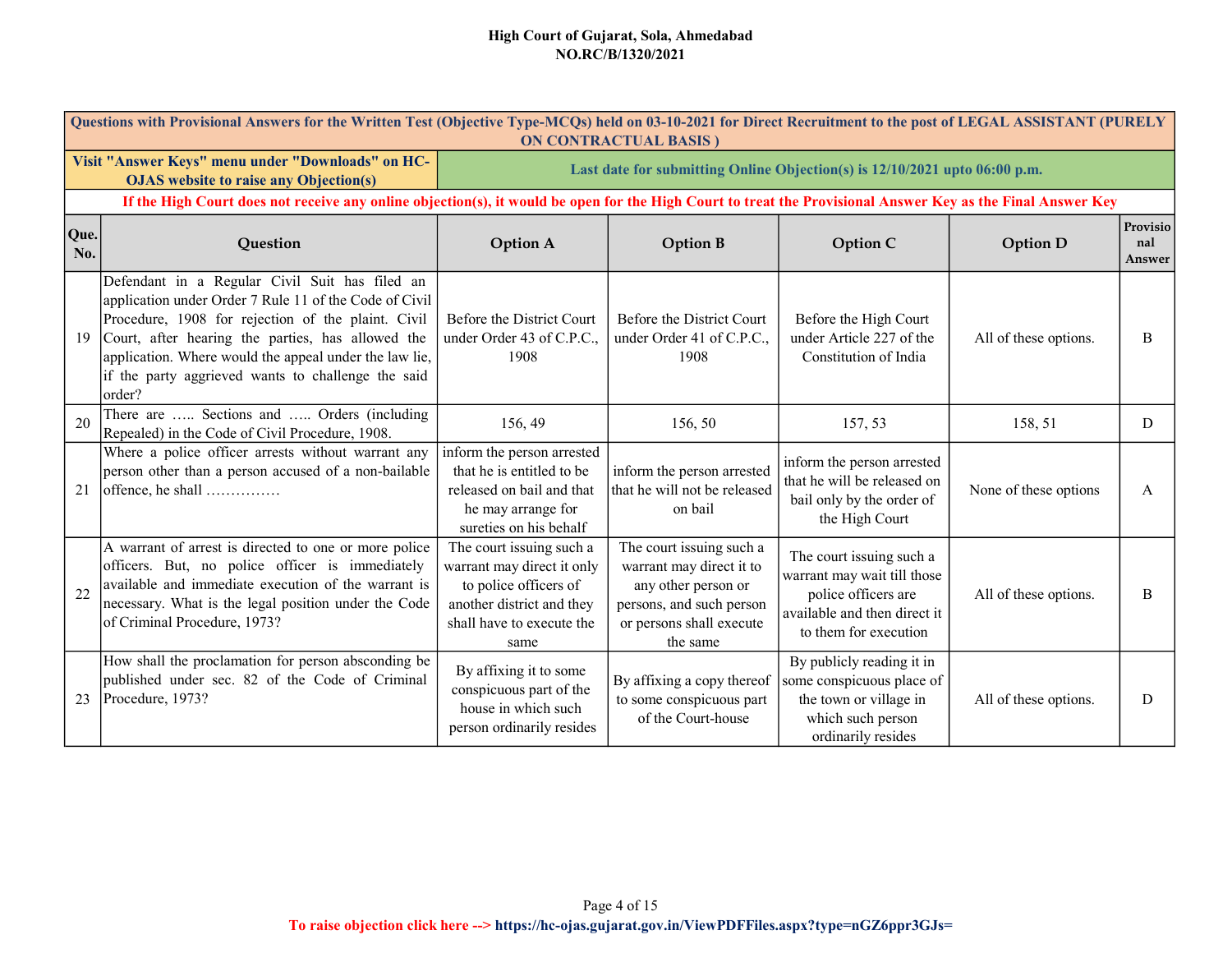**High Court of Gujarat, Sola, Ahmedabad**
**NO.RC/B/1320/2021**

| Questions with Provisional Answers for the Written Test (Objective Type-MCQs) held on 03-10-2021 for Direct Recruitment to the post of LEGAL ASSISTANT (PURELY ON CONTRACTUAL BASIS ) | | | | | | |
|---|---|---|---|---|---|---|
| Visit "Answer Keys" menu under "Downloads" on HC-OJAS website to raise any Objection(s) | | Last date for submitting Online Objection(s) is 12/10/2021 upto 06:00 p.m. | | | | |
| If the High Court does not receive any online objection(s), it would be open for the High Court to treat the Provisional Answer Key as the Final Answer Key | | | | | | |
| **Que. No.** | **Question** | **Option A** | **Option B** | **Option C** | **Option D** | **Provisional Answer** |
| 19 | Defendant in a Regular Civil Suit has filed an application under Order 7 Rule 11 of the Code of Civil Procedure, 1908 for rejection of the plaint. Civil Court, after hearing the parties, has allowed the application. Where would the appeal under the law lie, if the party aggrieved wants to challenge the said order? | Before the District Court under Order 43 of C.P.C., 1908 | Before the District Court under Order 41 of C.P.C., 1908 | Before the High Court under Article 227 of the Constitution of India | All of these options. | B |
| 20 | There are ….. Sections and ….. Orders (including Repealed) in the Code of Civil Procedure, 1908. | 156, 49 | 156, 50 | 157, 53 | 158, 51 | D |
| 21 | Where a police officer arrests without warrant any person other than a person accused of a non-bailable offence, he shall …………… | inform the person arrested that he is entitled to be released on bail and that he may arrange for sureties on his behalf | inform the person arrested that he will not be released on bail | inform the person arrested that he will be released on bail only by the order of the High Court | None of these options | A |
| 22 | A warrant of arrest is directed to one or more police officers. But, no police officer is immediately available and immediate execution of the warrant is necessary. What is the legal position under the Code of Criminal Procedure, 1973? | The court issuing such a warrant may direct it only to police officers of another district and they shall have to execute the same | The court issuing such a warrant may direct it to any other person or persons, and such person or persons shall execute the same | The court issuing such a warrant may wait till those police officers are available and then direct it to them for execution | All of these options. | B |
| 23 | How shall the proclamation for person absconding be published under sec. 82 of the Code of Criminal Procedure, 1973? | By affixing it to some conspicuous part of the house in which such person ordinarily resides | By affixing a copy thereof to some conspicuous part of the Court-house | By publicly reading it in some conspicuous place of the town or village in which such person ordinarily resides | All of these options. | D |

To raise objection click here --> https://hc-ojas.gujarat.gov.in/ViewPDFFiles.aspx?type=nGZ6ppr3GJs=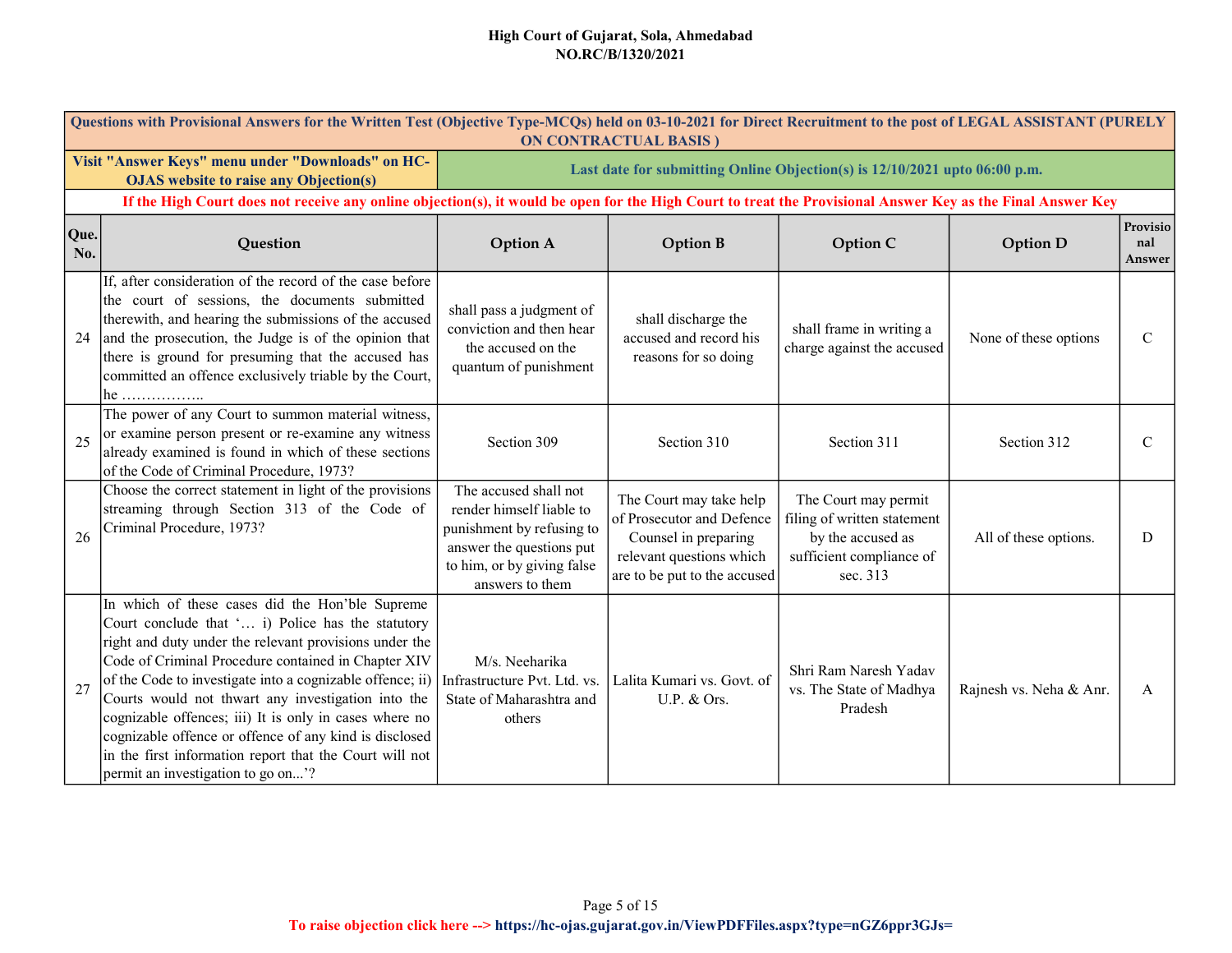**High Court of Gujarat, Sola, Ahmedabad**
**NO.RC/B/1320/2021**

| Questions with Provisional Answers for the Written Test (Objective Type-MCQs) held on 03-10-2021 for Direct Recruitment to the post of LEGAL ASSISTANT (PURELY ON CONTRACTUAL BASIS ) | | | | | | |
|---|---|---|---|---|---|---|
| Visit "Answer Keys" menu under "Downloads" on HC-OJAS website to raise any Objection(s) | | Last date for submitting Online Objection(s) is 12/10/2021 upto 06:00 p.m. | | | | |
| If the High Court does not receive any online objection(s), it would be open for the High Court to treat the Provisional Answer Key as the Final Answer Key | | | | | | |
| **Que. No.** | **Question** | **Option A** | **Option B** | **Option C** | **Option D** | **Provisional Answer** |
| 24 | If, after consideration of the record of the case before the court of sessions, the documents submitted therewith, and hearing the submissions of the accused and the prosecution, the Judge is of the opinion that there is ground for presuming that the accused has committed an offence exclusively triable by the Court, he …………….. | shall pass a judgment of conviction and then hear the accused on the quantum of punishment | shall discharge the accused and record his reasons for so doing | shall frame in writing a charge against the accused | None of these options | C |
| 25 | The power of any Court to summon material witness, or examine person present or re-examine any witness already examined is found in which of these sections of the Code of Criminal Procedure, 1973? | Section 309 | Section 310 | Section 311 | Section 312 | C |
| 26 | Choose the correct statement in light of the provisions streaming through Section 313 of the Code of Criminal Procedure, 1973? | The accused shall not render himself liable to punishment by refusing to answer the questions put to him, or by giving false answers to them | The Court may take help of Prosecutor and Defence Counsel in preparing relevant questions which are to be put to the accused | The Court may permit filing of written statement by the accused as sufficient compliance of sec. 313 | All of these options. | D |
| 27 | In which of these cases did the Hon'ble Supreme Court conclude that '… i) Police has the statutory right and duty under the relevant provisions under the Code of Criminal Procedure contained in Chapter XIV of the Code to investigate into a cognizable offence; ii) Courts would not thwart any investigation into the cognizable offences; iii) It is only in cases where no cognizable offence or offence of any kind is disclosed in the first information report that the Court will not permit an investigation to go on...'? | M/s. Neeharika Infrastructure Pvt. Ltd. vs. State of Maharashtra and others | Lalita Kumari vs. Govt. of U.P. & Ors. | Shri Ram Naresh Yadav vs. The State of Madhya Pradesh | Rajnesh vs. Neha & Anr. | A |

To raise objection click here --> https://hc-ojas.gujarat.gov.in/ViewPDFFiles.aspx?type=nGZ6ppr3GJs=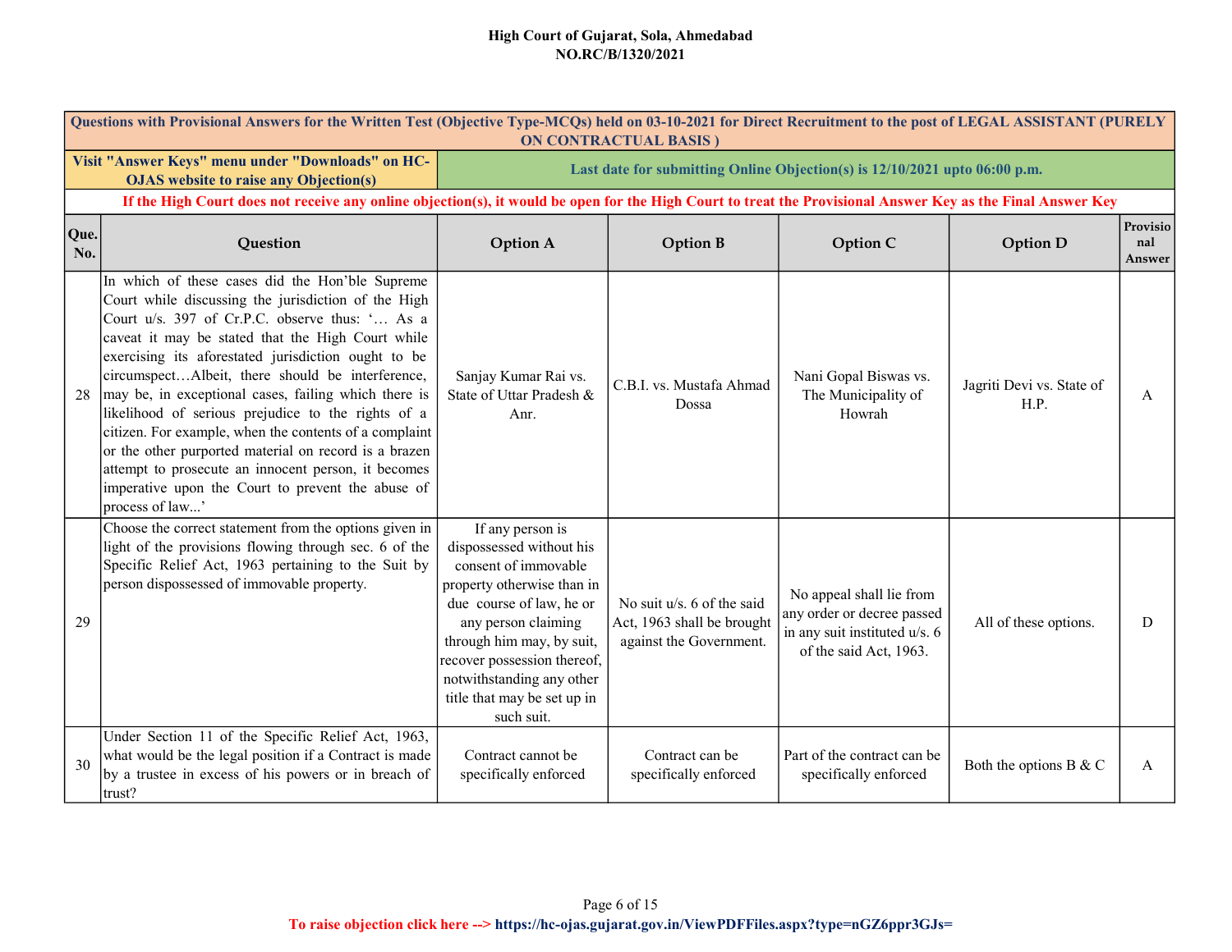**High Court of Gujarat, Sola, Ahmedabad**
**NO.RC/B/1320/2021**

| Questions with Provisional Answers for the Written Test (Objective Type-MCQs) held on 03-10-2021 for Direct Recruitment to the post of LEGAL ASSISTANT (PURELY ON CONTRACTUAL BASIS ) | | | | | | |
|---|---|---|---|---|---|---|
| Visit "Answer Keys" menu under "Downloads" on HC-OJAS website to raise any Objection(s) | | Last date for submitting Online Objection(s) is 12/10/2021 upto 06:00 p.m. | | | | |
| If the High Court does not receive any online objection(s), it would be open for the High Court to treat the Provisional Answer Key as the Final Answer Key | | | | | | |
| **Que. No.** | **Question** | **Option A** | **Option B** | **Option C** | **Option D** | **Provisional Answer** |
| 28 | In which of these cases did the Hon'ble Supreme Court while discussing the jurisdiction of the High Court u/s. 397 of Cr.P.C. observe thus: '… As a caveat it may be stated that the High Court while exercising its aforestated jurisdiction ought to be circumspect…Albeit, there should be interference, may be, in exceptional cases, failing which there is likelihood of serious prejudice to the rights of a citizen. For example, when the contents of a complaint or the other purported material on record is a brazen attempt to prosecute an innocent person, it becomes imperative upon the Court to prevent the abuse of process of law...' | Sanjay Kumar Rai vs. State of Uttar Pradesh & Anr. | C.B.I. vs. Mustafa Ahmad Dossa | Nani Gopal Biswas vs. The Municipality of Howrah | Jagriti Devi vs. State of H.P. | A |
| 29 | Choose the correct statement from the options given in light of the provisions flowing through sec. 6 of the Specific Relief Act, 1963 pertaining to the Suit by person dispossessed of immovable property. | If any person is dispossessed without his consent of immovable property otherwise than in due course of law, he or any person claiming through him may, by suit, recover possession thereof, notwithstanding any other title that may be set up in such suit. | No suit u/s. 6 of the said Act, 1963 shall be brought against the Government. | No appeal shall lie from any order or decree passed in any suit instituted u/s. 6 of the said Act, 1963. | All of these options. | D |
| 30 | Under Section 11 of the Specific Relief Act, 1963, what would be the legal position if a Contract is made by a trustee in excess of his powers or in breach of trust? | Contract cannot be specifically enforced | Contract can be specifically enforced | Part of the contract can be specifically enforced | Both the options B & C | A |

To raise objection click here --> https://hc-ojas.gujarat.gov.in/ViewPDFFiles.aspx?type=nGZ6ppr3GJs=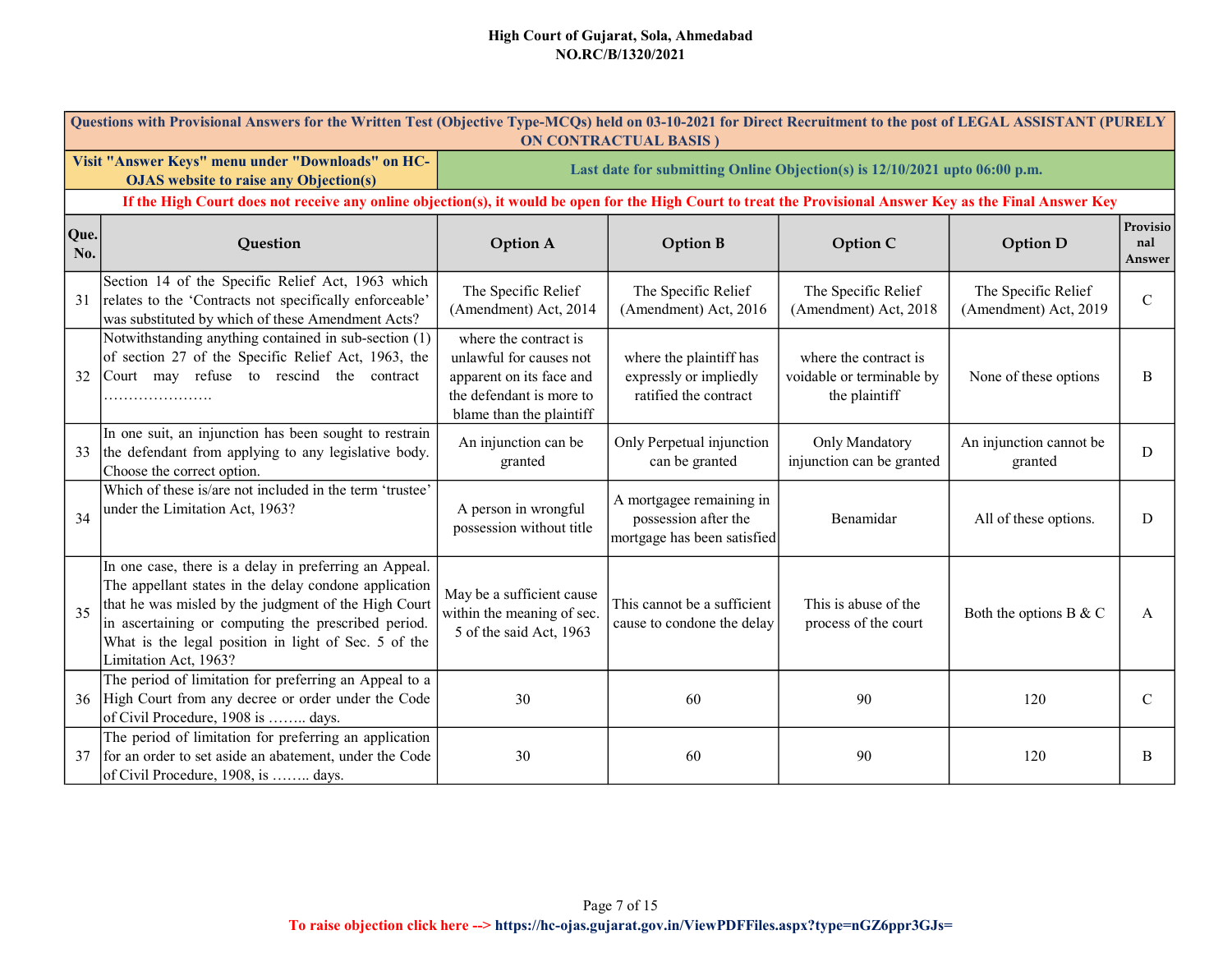**High Court of Gujarat, Sola, Ahmedabad**
**NO.RC/B/1320/2021**

| Que. No. | Question | Option A | Option B | Option C | Option D | Provisional Answer |
|---|---|---|---|---|---|---|
| **Questions with Provisional Answers for the Written Test (Objective Type-MCQs) held on 03-10-2021 for Direct Recruitment to the post of LEGAL ASSISTANT (PURELY ON CONTRACTUAL BASIS )** | | | | | | |
| **Visit "Answer Keys" menu under "Downloads" on HC-OJAS website to raise any Objection(s)** | | **Last date for submitting Online Objection(s) is 12/10/2021 upto 06:00 p.m.** | | | | |
| **If the High Court does not receive any online objection(s), it would be open for the High Court to treat the Provisional Answer Key as the Final Answer Key** | | | | | | |
| 31 | Section 14 of the Specific Relief Act, 1963 which relates to the 'Contracts not specifically enforceable' was substituted by which of these Amendment Acts? | The Specific Relief (Amendment) Act, 2014 | The Specific Relief (Amendment) Act, 2016 | The Specific Relief (Amendment) Act, 2018 | The Specific Relief (Amendment) Act, 2019 | C |
| 32 | Notwithstanding anything contained in sub-section (1) of section 27 of the Specific Relief Act, 1963, the Court may refuse to rescind the contract …………………. | where the contract is unlawful for causes not apparent on its face and the defendant is more to blame than the plaintiff | where the plaintiff has expressly or impliedly ratified the contract | where the contract is voidable or terminable by the plaintiff | None of these options | B |
| 33 | In one suit, an injunction has been sought to restrain the defendant from applying to any legislative body. Choose the correct option. | An injunction can be granted | Only Perpetual injunction can be granted | Only Mandatory injunction can be granted | An injunction cannot be granted | D |
| 34 | Which of these is/are not included in the term 'trustee' under the Limitation Act, 1963? | A person in wrongful possession without title | A mortgagee remaining in possession after the mortgage has been satisfied | Benamidar | All of these options. | D |
| 35 | In one case, there is a delay in preferring an Appeal. The appellant states in the delay condone application that he was misled by the judgment of the High Court in ascertaining or computing the prescribed period. What is the legal position in light of Sec. 5 of the Limitation Act, 1963? | May be a sufficient cause within the meaning of sec. 5 of the said Act, 1963 | This cannot be a sufficient cause to condone the delay | This is abuse of the process of the court | Both the options B & C | A |
| 36 | The period of limitation for preferring an Appeal to a High Court from any decree or order under the Code of Civil Procedure, 1908 is …….. days. | 30 | 60 | 90 | 120 | C |
| 37 | The period of limitation for preferring an application for an order to set aside an abatement, under the Code of Civil Procedure, 1908, is …….. days. | 30 | 60 | 90 | 120 | B |

**To raise objection click here --> https://hc-ojas.gujarat.gov.in/ViewPDFFiles.aspx?type=nGZ6ppr3GJs=**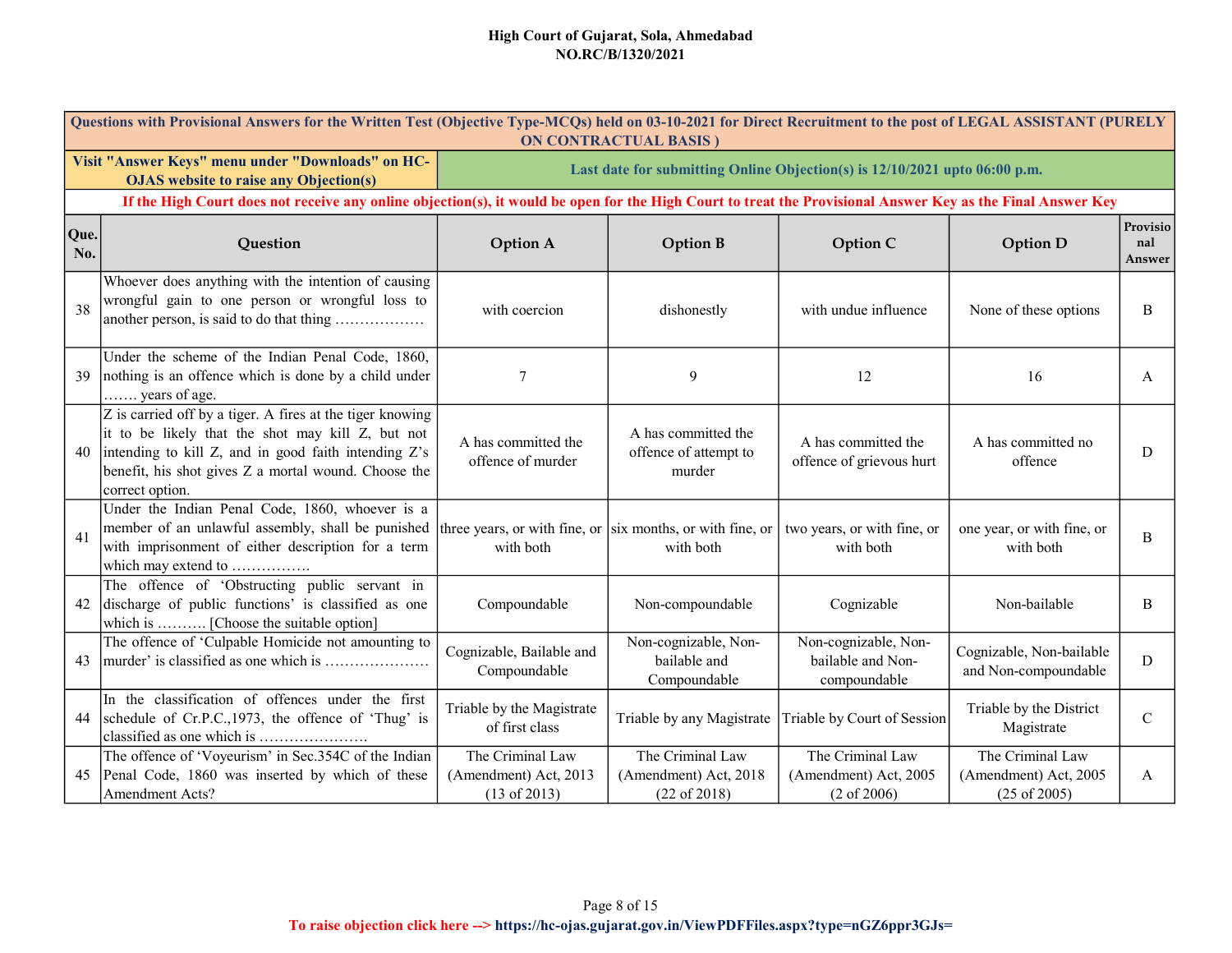**High Court of Gujarat, Sola, Ahmedabad**
**NO.RC/B/1320/2021**

| Questions with Provisional Answers for the Written Test (Objective Type-MCQs) held on 03-10-2021 for Direct Recruitment to the post of LEGAL ASSISTANT (PURELY ON CONTRACTUAL BASIS ) | | | | | | |
|---|---|---|---|---|---|---|
| Visit "Answer Keys" menu under "Downloads" on HC-OJAS website to raise any Objection(s) | | Last date for submitting Online Objection(s) is 12/10/2021 upto 06:00 p.m. | | | | |
| If the High Court does not receive any online objection(s), it would be open for the High Court to treat the Provisional Answer Key as the Final Answer Key | | | | | | |
| **Que. No.** | **Question** | **Option A** | **Option B** | **Option C** | **Option D** | **Provisional Answer** |
| 38 | Whoever does anything with the intention of causing wrongful gain to one person or wrongful loss to another person, is said to do that thing ……………… | with coercion | dishonestly | with undue influence | None of these options | B |
| 39 | Under the scheme of the Indian Penal Code, 1860, nothing is an offence which is done by a child under ……. years of age. | 7 | 9 | 12 | 16 | A |
| 40 | Z is carried off by a tiger. A fires at the tiger knowing it to be likely that the shot may kill Z, but not intending to kill Z, and in good faith intending Z's benefit, his shot gives Z a mortal wound. Choose the correct option. | A has committed the offence of murder | A has committed the offence of attempt to murder | A has committed the offence of grievous hurt | A has committed no offence | D |
| 41 | Under the Indian Penal Code, 1860, whoever is a member of an unlawful assembly, shall be punished with imprisonment of either description for a term which may extend to ……………. | three years, or with fine, or with both | six months, or with fine, or with both | two years, or with fine, or with both | one year, or with fine, or with both | B |
| 42 | The offence of 'Obstructing public servant in discharge of public functions' is classified as one which is ………. [Choose the suitable option] | Compoundable | Non-compoundable | Cognizable | Non-bailable | B |
| 43 | The offence of 'Culpable Homicide not amounting to murder' is classified as one which is ………………… | Cognizable, Bailable and Compoundable | Non-cognizable, Non-bailable and Compoundable | Non-cognizable, Non-bailable and Non-compoundable | Cognizable, Non-bailable and Non-compoundable | D |
| 44 | In the classification of offences under the first schedule of Cr.P.C.,1973, the offence of 'Thug' is classified as one which is …………………. | Triable by the Magistrate of first class | Triable by any Magistrate | Triable by Court of Session | Triable by the District Magistrate | C |
| 45 | The offence of 'Voyeurism' in Sec.354C of the Indian Penal Code, 1860 was inserted by which of these Amendment Acts? | The Criminal Law (Amendment) Act, 2013 (13 of 2013) | The Criminal Law (Amendment) Act, 2018 (22 of 2018) | The Criminal Law (Amendment) Act, 2005 (2 of 2006) | The Criminal Law (Amendment) Act, 2005 (25 of 2005) | A |

To raise objection click here --> https://hc-ojas.gujarat.gov.in/ViewPDFFiles.aspx?type=nGZ6ppr3GJs=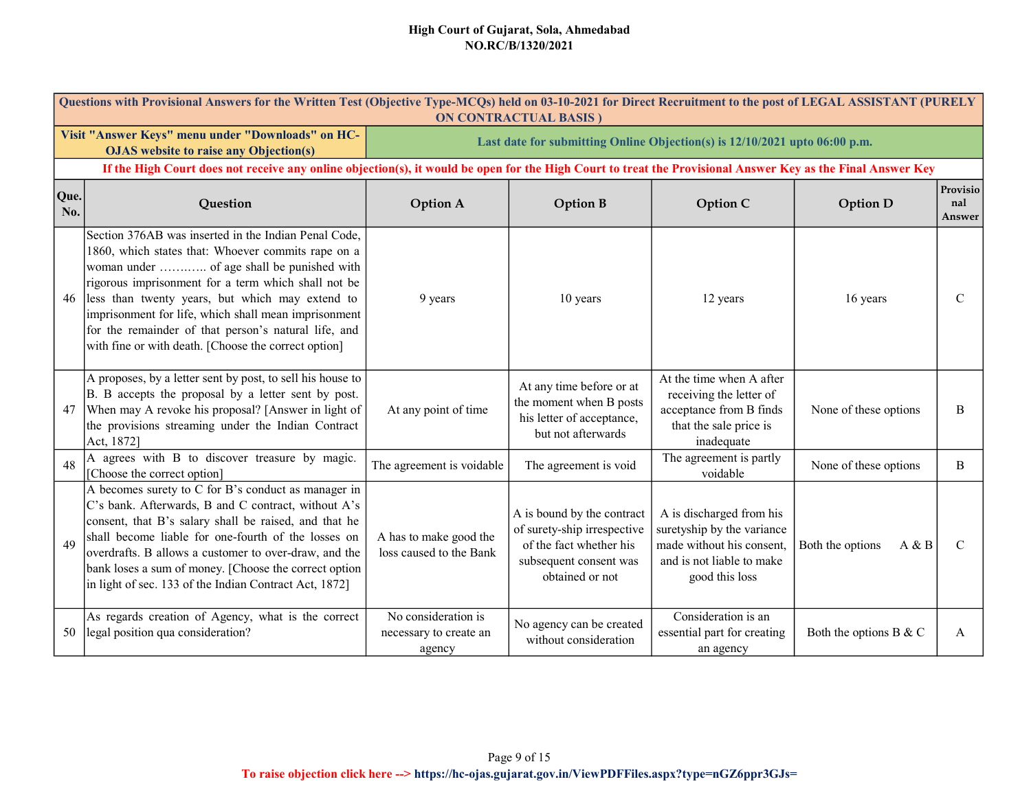**High Court of Gujarat, Sola, Ahmedabad**
**NO.RC/B/1320/2021**

| Questions with Provisional Answers for the Written Test (Objective Type-MCQs) held on 03-10-2021 for Direct Recruitment to the post of LEGAL ASSISTANT (PURELY ON CONTRACTUAL BASIS ) | | | | | | |
|---|---|---|---|---|---|---|
| Visit "Answer Keys" menu under "Downloads" on HC-OJAS website to raise any Objection(s) | | Last date for submitting Online Objection(s) is 12/10/2021 upto 06:00 p.m. | | | | |
| If the High Court does not receive any online objection(s), it would be open for the High Court to treat the Provisional Answer Key as the Final Answer Key | | | | | | |
| **Que. No.** | **Question** | **Option A** | **Option B** | **Option C** | **Option D** | **Provisional Answer** |
| 46 | Section 376AB was inserted in the Indian Penal Code, 1860, which states that: Whoever commits rape on a woman under ……….. of age shall be punished with rigorous imprisonment for a term which shall not be less than twenty years, but which may extend to imprisonment for life, which shall mean imprisonment for the remainder of that person's natural life, and with fine or with death. [Choose the correct option] | 9 years | 10 years | 12 years | 16 years | C |
| 47 | A proposes, by a letter sent by post, to sell his house to B. B accepts the proposal by a letter sent by post. When may A revoke his proposal? [Answer in light of the provisions streaming under the Indian Contract Act, 1872] | At any point of time | At any time before or at the moment when B posts his letter of acceptance, but not afterwards | At the time when A after receiving the letter of acceptance from B finds that the sale price is inadequate | None of these options | B |
| 48 | A agrees with B to discover treasure by magic. [Choose the correct option] | The agreement is voidable | The agreement is void | The agreement is partly voidable | None of these options | B |
| 49 | A becomes surety to C for B's conduct as manager in C's bank. Afterwards, B and C contract, without A's consent, that B's salary shall be raised, and that he shall become liable for one-fourth of the losses on overdrafts. B allows a customer to over-draw, and the bank loses a sum of money. [Choose the correct option in light of sec. 133 of the Indian Contract Act, 1872] | A has to make good the loss caused to the Bank | A is bound by the contract of surety-ship irrespective of the fact whether his subsequent consent was obtained or not | A is discharged from his suretyship by the variance made without his consent, and is not liable to make good this loss | Both the options A & B | C |
| 50 | As regards creation of Agency, what is the correct legal position qua consideration? | No consideration is necessary to create an agency | No agency can be created without consideration | Consideration is an essential part for creating an agency | Both the options B & C | A |

**To raise objection click here --> https://hc-ojas.gujarat.gov.in/ViewPDFFiles.aspx?type=nGZ6ppr3GJs=**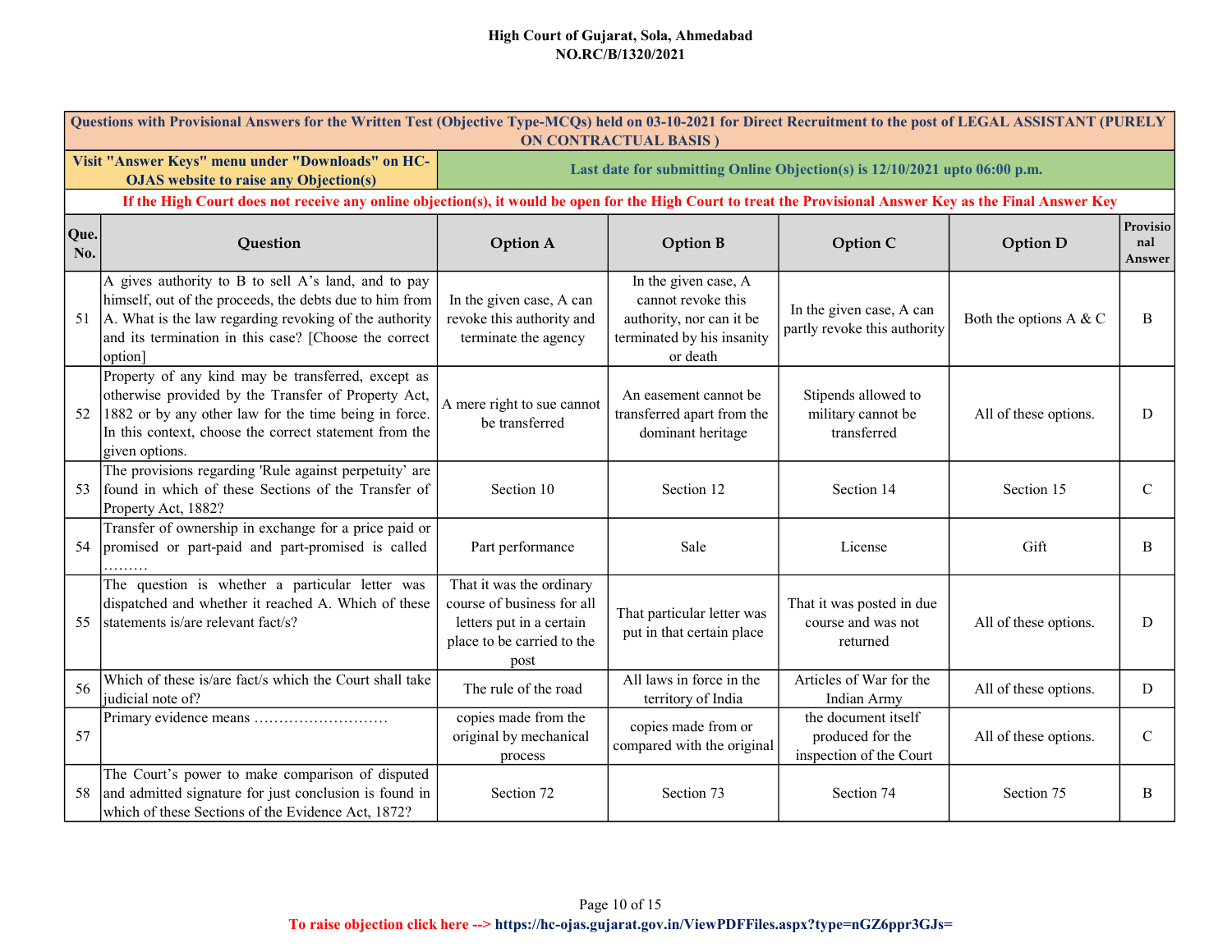**High Court of Gujarat, Sola, Ahmedabad**
**NO.RC/B/1320/2021**

| Questions with Provisional Answers for the Written Test (Objective Type-MCQs) held on 03-10-2021 for Direct Recruitment to the post of LEGAL ASSISTANT (PURELY ON CONTRACTUAL BASIS ) | | | | | | |
|---|---|---|---|---|---|---|
| Visit "Answer Keys" menu under "Downloads" on HC-OJAS website to raise any Objection(s) | | Last date for submitting Online Objection(s) is 12/10/2021 upto 06:00 p.m. | | | | |
| If the High Court does not receive any online objection(s), it would be open for the High Court to treat the Provisional Answer Key as the Final Answer Key | | | | | | |
| **Que. No.** | **Question** | **Option A** | **Option B** | **Option C** | **Option D** | **Provisional Answer** |
| 51 | A gives authority to B to sell A's land, and to pay himself, out of the proceeds, the debts due to him from A. What is the law regarding revoking of the authority and its termination in this case? [Choose the correct option] | In the given case, A can revoke this authority and terminate the agency | In the given case, A cannot revoke this authority, nor can it be terminated by his insanity or death | In the given case, A can partly revoke this authority | Both the options A & C | B |
| 52 | Property of any kind may be transferred, except as otherwise provided by the Transfer of Property Act, 1882 or by any other law for the time being in force. In this context, choose the correct statement from the given options. | A mere right to sue cannot be transferred | An easement cannot be transferred apart from the dominant heritage | Stipends allowed to military cannot be transferred | All of these options. | D |
| 53 | The provisions regarding 'Rule against perpetuity' are found in which of these Sections of the Transfer of Property Act, 1882? | Section 10 | Section 12 | Section 14 | Section 15 | C |
| 54 | Transfer of ownership in exchange for a price paid or promised or part-paid and part-promised is called ……… | Part performance | Sale | License | Gift | B |
| 55 | The question is whether a particular letter was dispatched and whether it reached A. Which of these statements is/are relevant fact/s? | That it was the ordinary course of business for all letters put in a certain place to be carried to the post | That particular letter was put in that certain place | That it was posted in due course and was not returned | All of these options. | D |
| 56 | Which of these is/are fact/s which the Court shall take judicial note of? | The rule of the road | All laws in force in the territory of India | Articles of War for the Indian Army | All of these options. | D |
| 57 | Primary evidence means ……………………… | copies made from the original by mechanical process | copies made from or compared with the original | the document itself produced for the inspection of the Court | All of these options. | C |
| 58 | The Court's power to make comparison of disputed and admitted signature for just conclusion is found in which of these Sections of the Evidence Act, 1872? | Section 72 | Section 73 | Section 74 | Section 75 | B |

To raise objection click here --> https://hc-ojas.gujarat.gov.in/ViewPDFFiles.aspx?type=nGZ6ppr3GJs=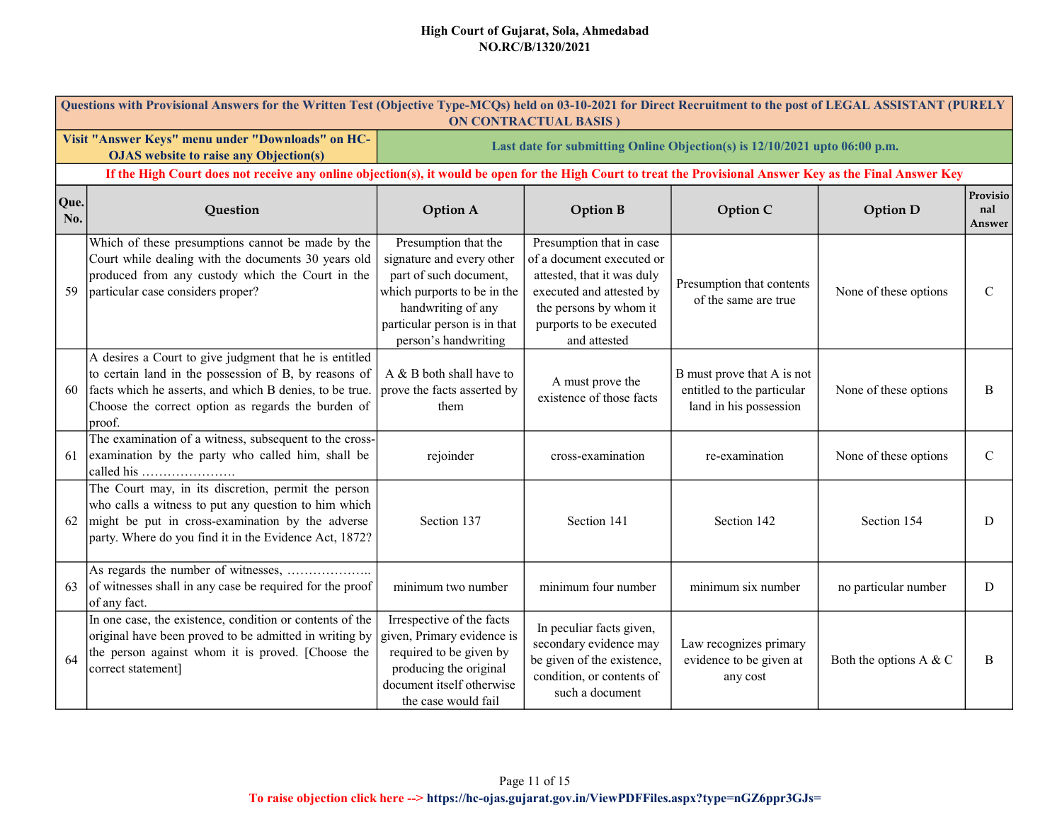**High Court of Gujarat, Sola, Ahmedabad**
**NO.RC/B/1320/2021**

| Questions with Provisional Answers for the Written Test (Objective Type-MCQs) held on 03-10-2021 for Direct Recruitment to the post of LEGAL ASSISTANT (PURELY ON CONTRACTUAL BASIS ) | | | | | | |
|---|---|---|---|---|---|---|
| Visit "Answer Keys" menu under "Downloads" on HC-OJAS website to raise any Objection(s) | | Last date for submitting Online Objection(s) is 12/10/2021 upto 06:00 p.m. | | | | |
| If the High Court does not receive any online objection(s), it would be open for the High Court to treat the Provisional Answer Key as the Final Answer Key | | | | | | |
| **Que. No.** | **Question** | **Option A** | **Option B** | **Option C** | **Option D** | **Provisional Answer** |
| 59 | Which of these presumptions cannot be made by the Court while dealing with the documents 30 years old produced from any custody which the Court in the particular case considers proper? | Presumption that the signature and every other part of such document, which purports to be in the handwriting of any particular person is in that person's handwriting | Presumption that in case of a document executed or attested, that it was duly executed and attested by the persons by whom it purports to be executed and attested | Presumption that contents of the same are true | None of these options | C |
| 60 | A desires a Court to give judgment that he is entitled to certain land in the possession of B, by reasons of facts which he asserts, and which B denies, to be true. Choose the correct option as regards the burden of proof. | A & B both shall have to prove the facts asserted by them | A must prove the existence of those facts | B must prove that A is not entitled to the particular land in his possession | None of these options | B |
| 61 | The examination of a witness, subsequent to the cross-examination by the party who called him, shall be called his …………………. | rejoinder | cross-examination | re-examination | None of these options | C |
| 62 | The Court may, in its discretion, permit the person who calls a witness to put any question to him which might be put in cross-examination by the adverse party. Where do you find it in the Evidence Act, 1872? | Section 137 | Section 141 | Section 142 | Section 154 | D |
| 63 | As regards the number of witnesses, ……………….. of witnesses shall in any case be required for the proof of any fact. | minimum two number | minimum four number | minimum six number | no particular number | D |
| 64 | In one case, the existence, condition or contents of the original have been proved to be admitted in writing by the person against whom it is proved. [Choose the correct statement] | Irrespective of the facts given, Primary evidence is required to be given by producing the original document itself otherwise the case would fail | In peculiar facts given, secondary evidence may be given of the existence, condition, or contents of such a document | Law recognizes primary evidence to be given at any cost | Both the options A & C | B |

To raise objection click here --> https://hc-ojas.gujarat.gov.in/ViewPDFFiles.aspx?type=nGZ6ppr3GJs=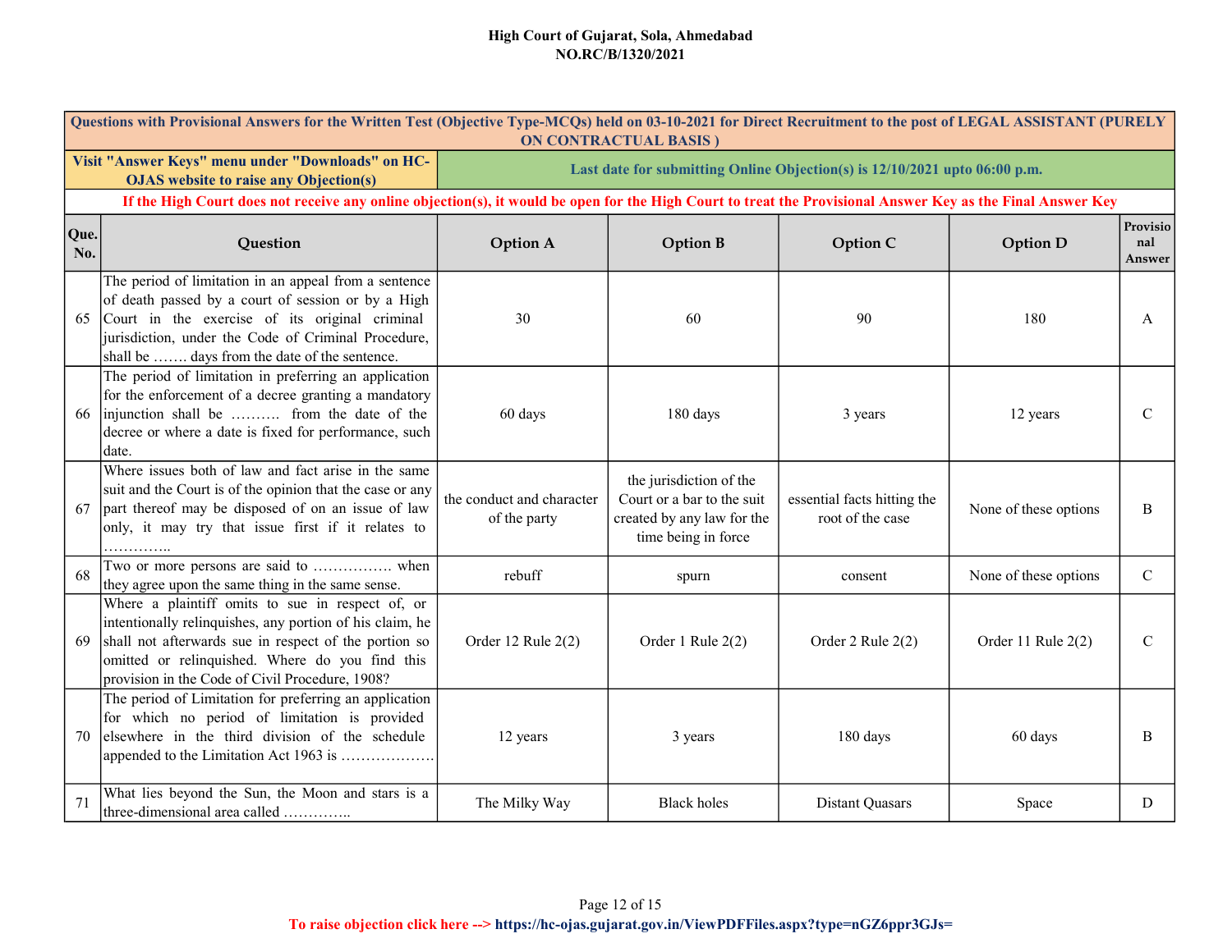**High Court of Gujarat, Sola, Ahmedabad**
**NO.RC/B/1320/2021**

| Questions with Provisional Answers for the Written Test (Objective Type-MCQs) held on 03-10-2021 for Direct Recruitment to the post of LEGAL ASSISTANT (PURELY ON CONTRACTUAL BASIS ) | | | | | | |
|---|---|---|---|---|---|---|
| Visit "Answer Keys" menu under "Downloads" on HC-OJAS website to raise any Objection(s) | | Last date for submitting Online Objection(s) is 12/10/2021 upto 06:00 p.m. | | | | |
| If the High Court does not receive any online objection(s), it would be open for the High Court to treat the Provisional Answer Key as the Final Answer Key | | | | | | |
| **Que. No.** | **Question** | **Option A** | **Option B** | **Option C** | **Option D** | **Provisional Answer** |
| 65 | The period of limitation in an appeal from a sentence of death passed by a court of session or by a High Court in the exercise of its original criminal jurisdiction, under the Code of Criminal Procedure, shall be ……. days from the date of the sentence. | 30 | 60 | 90 | 180 | A |
| 66 | The period of limitation in preferring an application for the enforcement of a decree granting a mandatory injunction shall be ………. from the date of the decree or where a date is fixed for performance, such date. | 60 days | 180 days | 3 years | 12 years | C |
| 67 | Where issues both of law and fact arise in the same suit and the Court is of the opinion that the case or any part thereof may be disposed of on an issue of law only, it may try that issue first if it relates to ………….. | the conduct and character of the party | the jurisdiction of the Court or a bar to the suit created by any law for the time being in force | essential facts hitting the root of the case | None of these options | B |
| 68 | Two or more persons are said to ……………. when they agree upon the same thing in the same sense. | rebuff | spurn | consent | None of these options | C |
| 69 | Where a plaintiff omits to sue in respect of, or intentionally relinquishes, any portion of his claim, he shall not afterwards sue in respect of the portion so omitted or relinquished. Where do you find this provision in the Code of Civil Procedure, 1908? | Order 12 Rule 2(2) | Order 1 Rule 2(2) | Order 2 Rule 2(2) | Order 11 Rule 2(2) | C |
| 70 | The period of Limitation for preferring an application for which no period of limitation is provided elsewhere in the third division of the schedule appended to the Limitation Act 1963 is ……………… | 12 years | 3 years | 180 days | 60 days | B |
| 71 | What lies beyond the Sun, the Moon and stars is a three-dimensional area called ………….. | The Milky Way | Black holes | Distant Quasars | Space | D |

To raise objection click here --> https://hc-ojas.gujarat.gov.in/ViewPDFFiles.aspx?type=nGZ6ppr3GJs=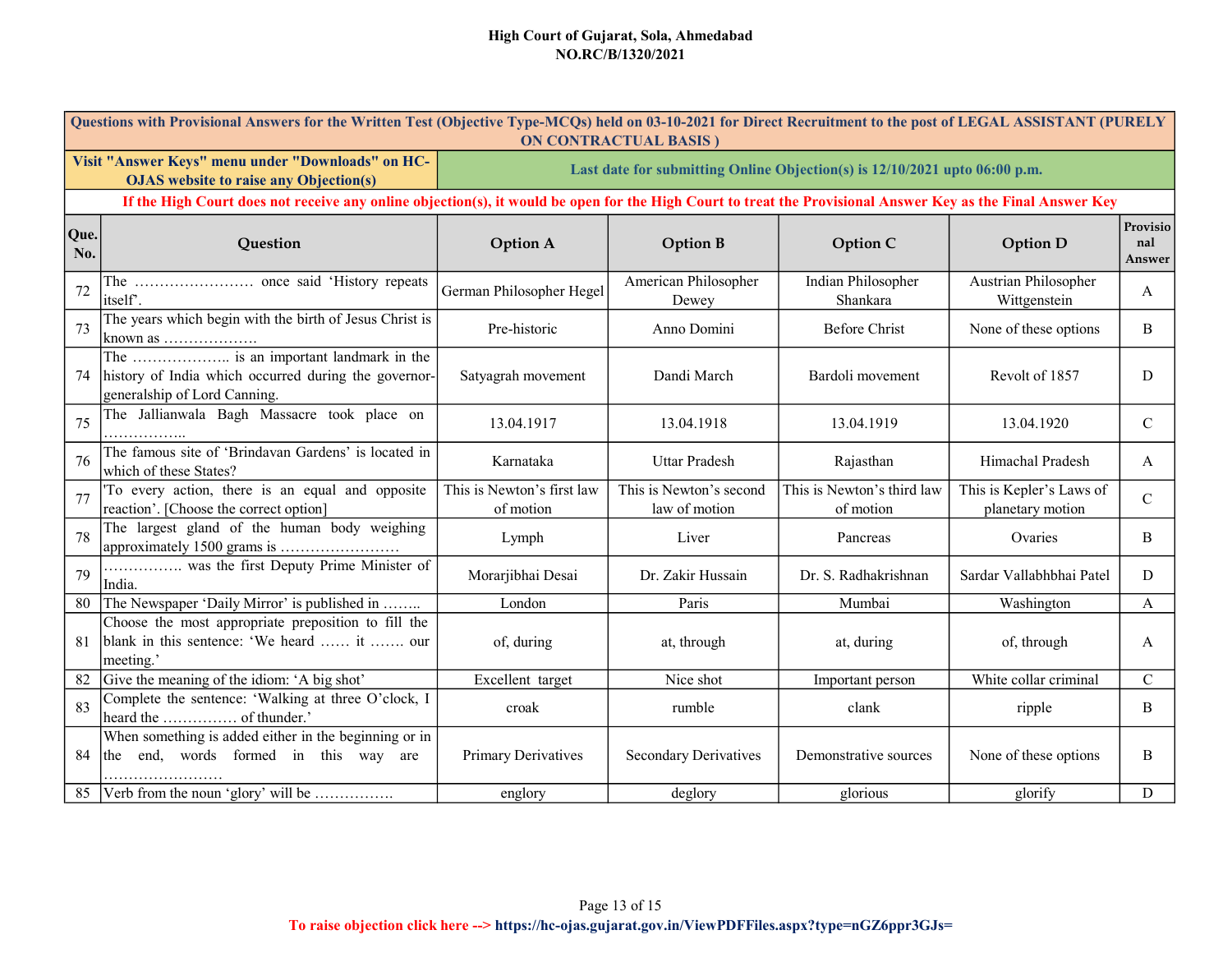**High Court of Gujarat, Sola, Ahmedabad**
**NO.RC/B/1320/2021**

| Questions with Provisional Answers for the Written Test (Objective Type-MCQs) held on 03-10-2021 for Direct Recruitment to the post of LEGAL ASSISTANT (PURELY ON CONTRACTUAL BASIS ) | | | | | | |
|---|---|---|---|---|---|---|
| Visit "Answer Keys" menu under "Downloads" on HC-OJAS website to raise any Objection(s) | | Last date for submitting Online Objection(s) is 12/10/2021 upto 06:00 p.m. | | | | |
| If the High Court does not receive any online objection(s), it would be open for the High Court to treat the Provisional Answer Key as the Final Answer Key | | | | | | |
| **Que. No.** | **Question** | **Option A** | **Option B** | **Option C** | **Option D** | **Provisional Answer** |
| 72 | The …………………… once said 'History repeats itself'. | German Philosopher Hegel | American Philosopher Dewey | Indian Philosopher Shankara | Austrian Philosopher Wittgenstein | A |
| 73 | The years which begin with the birth of Jesus Christ is known as ………………. | Pre-historic | Anno Domini | Before Christ | None of these options | B |
| 74 | The ……………….. is an important landmark in the history of India which occurred during the governor-generalship of Lord Canning. | Satyagrah movement | Dandi March | Bardoli movement | Revolt of 1857 | D |
| 75 | The Jallianwala Bagh Massacre took place on …………….. | 13.04.1917 | 13.04.1918 | 13.04.1919 | 13.04.1920 | C |
| 76 | The famous site of 'Brindavan Gardens' is located in which of these States? | Karnataka | Uttar Pradesh | Rajasthan | Himachal Pradesh | A |
| 77 | 'To every action, there is an equal and opposite reaction'. [Choose the correct option] | This is Newton's first law of motion | This is Newton's second law of motion | This is Newton's third law of motion | This is Kepler's Laws of planetary motion | C |
| 78 | The largest gland of the human body weighing approximately 1500 grams is …………………… | Lymph | Liver | Pancreas | Ovaries | B |
| 79 | ……………. was the first Deputy Prime Minister of India. | Morarjibhai Desai | Dr. Zakir Hussain | Dr. S. Radhakrishnan | Sardar Vallabhbhai Patel | D |
| 80 | The Newspaper 'Daily Mirror' is published in …….. | London | Paris | Mumbai | Washington | A |
| 81 | Choose the most appropriate preposition to fill the blank in this sentence: 'We heard …… it ……. our meeting.' | of, during | at, through | at, during | of, through | A |
| 82 | Give the meaning of the idiom: 'A big shot' | Excellent target | Nice shot | Important person | White collar criminal | C |
| 83 | Complete the sentence: 'Walking at three O'clock, I heard the …………… of thunder.' | croak | rumble | clank | ripple | B |
| 84 | When something is added either in the beginning or in the end, words formed in this way are …………………… | Primary Derivatives | Secondary Derivatives | Demonstrative sources | None of these options | B |
| 85 | Verb from the noun 'glory' will be ……………. | englory | deglory | glorious | glorify | D |

To raise objection click here --> https://hc-ojas.gujarat.gov.in/ViewPDFFiles.aspx?type=nGZ6ppr3GJs=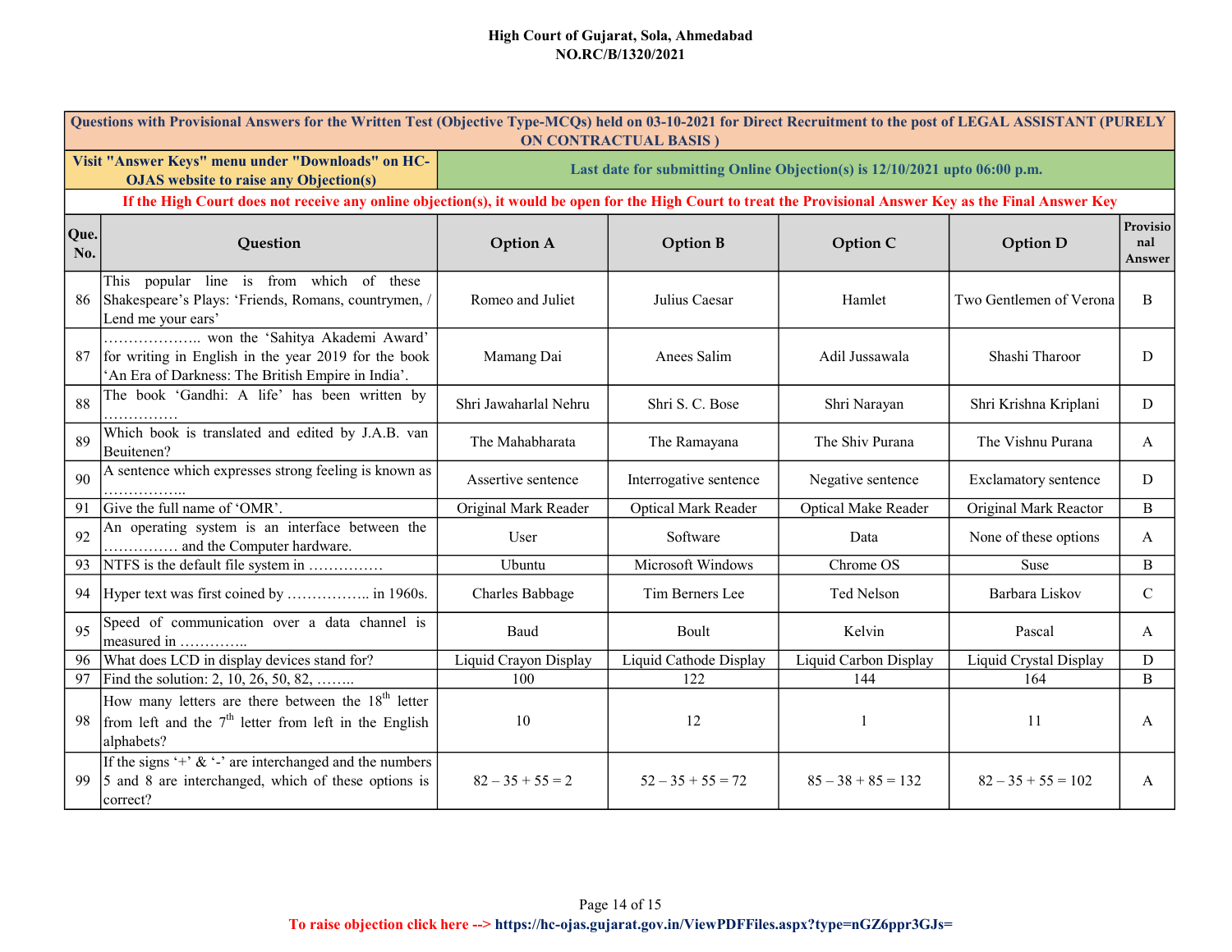**High Court of Gujarat, Sola, Ahmedabad**
**NO.RC/B/1320/2021**

| Questions with Provisional Answers for the Written Test (Objective Type-MCQs) held on 03-10-2021 for Direct Recruitment to the post of LEGAL ASSISTANT (PURELY ON CONTRACTUAL BASIS ) | | | | | | |
|---|---|---|---|---|---|---|
| Visit "Answer Keys" menu under "Downloads" on HC-OJAS website to raise any Objection(s) | | Last date for submitting Online Objection(s) is 12/10/2021 upto 06:00 p.m. | | | | |
| If the High Court does not receive any online objection(s), it would be open for the High Court to treat the Provisional Answer Key as the Final Answer Key | | | | | | |
| **Que. No.** | **Question** | **Option A** | **Option B** | **Option C** | **Option D** | **Provisional Answer** |
| 86 | This popular line is from which of these Shakespeare's Plays: 'Friends, Romans, countrymen, / Lend me your ears' | Romeo and Juliet | Julius Caesar | Hamlet | Two Gentlemen of Verona | B |
| 87 | ……………….. won the 'Sahitya Akademi Award' for writing in English in the year 2019 for the book 'An Era of Darkness: The British Empire in India'. | Mamang Dai | Anees Salim | Adil Jussawala | Shashi Tharoor | D |
| 88 | The book 'Gandhi: A life' has been written by …………… | Shri Jawaharlal Nehru | Shri S. C. Bose | Shri Narayan | Shri Krishna Kriplani | D |
| 89 | Which book is translated and edited by J.A.B. van Beuitenen? | The Mahabharata | The Ramayana | The Shiv Purana | The Vishnu Purana | A |
| 90 | A sentence which expresses strong feeling is known as …………….. | Assertive sentence | Interrogative sentence | Negative sentence | Exclamatory sentence | D |
| 91 | Give the full name of 'OMR'. | Original Mark Reader | Optical Mark Reader | Optical Make Reader | Original Mark Reactor | B |
| 92 | An operating system is an interface between the …………… and the Computer hardware. | User | Software | Data | None of these options | A |
| 93 | NTFS is the default file system in …………… | Ubuntu | Microsoft Windows | Chrome OS | Suse | B |
| 94 | Hyper text was first coined by …………….. in 1960s. | Charles Babbage | Tim Berners Lee | Ted Nelson | Barbara Liskov | C |
| 95 | Speed of communication over a data channel is measured in ………….. | Baud | Boult | Kelvin | Pascal | A |
| 96 | What does LCD in display devices stand for? | Liquid Crayon Display | Liquid Cathode Display | Liquid Carbon Display | Liquid Crystal Display | D |
| 97 | Find the solution: 2, 10, 26, 50, 82, …….. | 100 | 122 | 144 | 164 | B |
| 98 | How many letters are there between the 18th letter from left and the 7th letter from left in the English alphabets? | 10 | 12 | 1 | 11 | A |
| 99 | If the signs '+' & '-' are interchanged and the numbers 5 and 8 are interchanged, which of these options is correct? | 82 – 35 + 55 = 2 | 52 – 35 + 55 = 72 | 85 – 38 + 85 = 132 | 82 – 35 + 55 = 102 | A |

To raise objection click here --> https://hc-ojas.gujarat.gov.in/ViewPDFFiles.aspx?type=nGZ6ppr3GJs=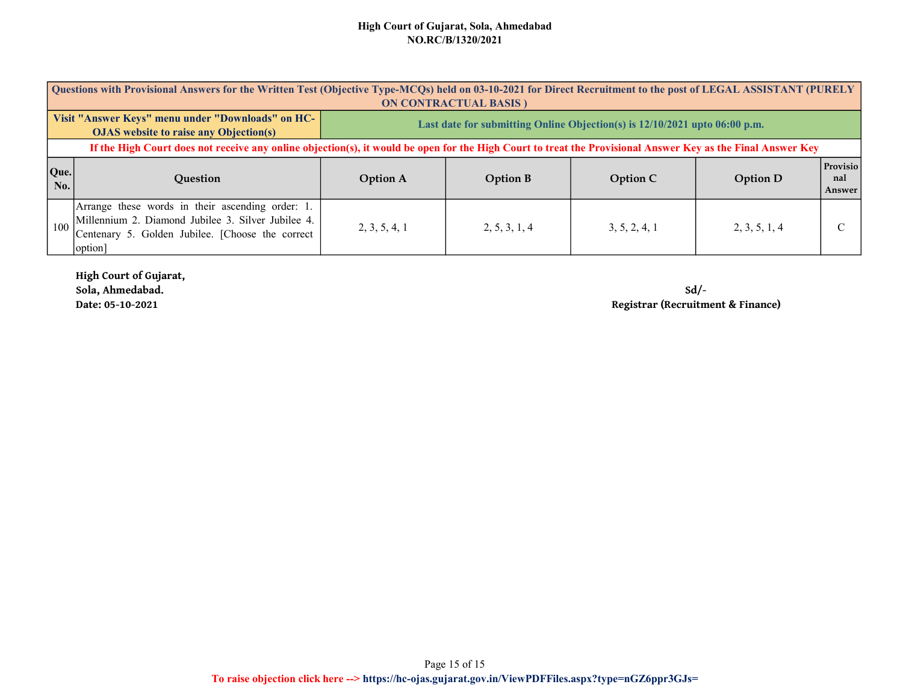**High Court of Gujarat, Sola, Ahmedabad**
**NO.RC/B/1320/2021**

| Questions with Provisional Answers for the Written Test (Objective Type-MCQs) held on 03-10-2021 for Direct Recruitment to the post of LEGAL ASSISTANT (PURELY ON CONTRACTUAL BASIS ) | | | | | | |
|---|---|---|---|---|---|---|
| Visit "Answer Keys" menu under "Downloads" on HC-OJAS website to raise any Objection(s) | | Last date for submitting Online Objection(s) is 12/10/2021 upto 06:00 p.m. | | | | |
| If the High Court does not receive any online objection(s), it would be open for the High Court to treat the Provisional Answer Key as the Final Answer Key | | | | | | |
| **Que. No.** | **Question** | **Option A** | **Option B** | **Option C** | **Option D** | **Provisional Answer** |
| 100 | Arrange these words in their ascending order: 1. Millennium 2. Diamond Jubilee 3. Silver Jubilee 4. Centenary 5. Golden Jubilee. [Choose the correct option] | 2, 3, 5, 4, 1 | 2, 5, 3, 1, 4 | 3, 5, 2, 4, 1 | 2, 3, 5, 1, 4 | C |

**High Court of Gujarat,**
**Sola, Ahmedabad.**
**Date: 05-10-2021**

**Sd/-**
**Registrar (Recruitment & Finance)**

To raise objection click here --> https://hc-ojas.gujarat.gov.in/ViewPDFFiles.aspx?type=nGZ6ppr3GJs=